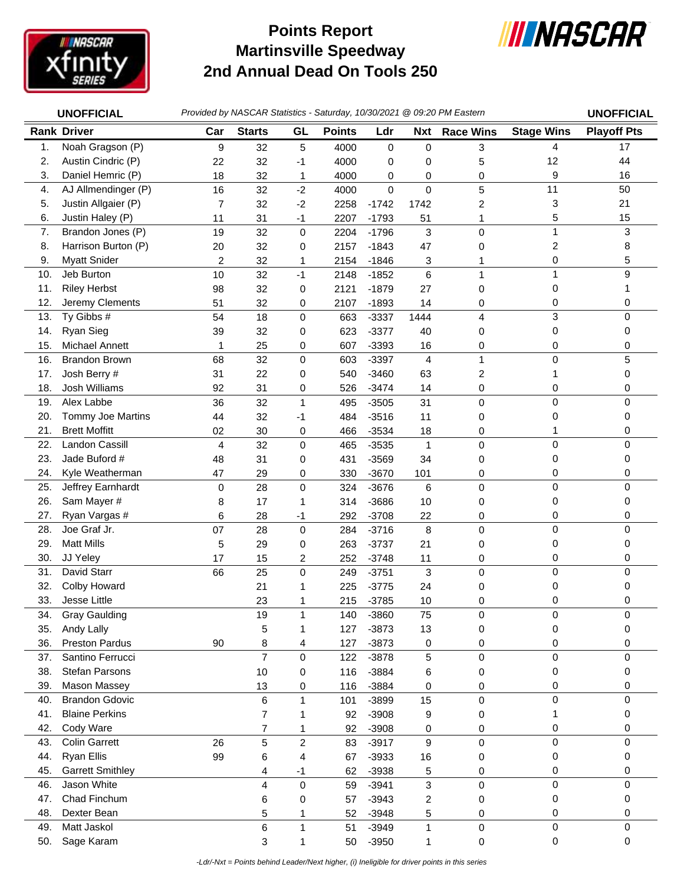# Points Report
# Martinsville Speedway
# 2nd Annual Dead On Tools 250

**UNOFFICIAL** *Provided by NASCAR Statistics - Saturday, 10/30/2021 @ 09:20 PM Eastern* **UNOFFICIAL**

| Rank | Driver | Car | Starts | GL | Points | Ldr | Nxt | Race Wins | Stage Wins | Playoff Pts |
|---|---|---|---|---|---|---|---|---|---|---|
| 1. | Noah Gragson (P) | 9 | 32 | 5 | 4000 | 0 | 0 | 3 | 4 | 17 |
| 2. | Austin Cindric (P) | 22 | 32 | -1 | 4000 | 0 | 0 | 5 | 12 | 44 |
| 3. | Daniel Hemric (P) | 18 | 32 | 1 | 4000 | 0 | 0 | 0 | 9 | 16 |
| 4. | AJ Allmendinger (P) | 16 | 32 | -2 | 4000 | 0 | 0 | 5 | 11 | 50 |
| 5. | Justin Allgaier (P) | 7 | 32 | -2 | 2258 | -1742 | 1742 | 2 | 3 | 21 |
| 6. | Justin Haley (P) | 11 | 31 | -1 | 2207 | -1793 | 51 | 1 | 5 | 15 |
| 7. | Brandon Jones (P) | 19 | 32 | 0 | 2204 | -1796 | 3 | 0 | 1 | 3 |
| 8. | Harrison Burton (P) | 20 | 32 | 0 | 2157 | -1843 | 47 | 0 | 2 | 8 |
| 9. | Myatt Snider | 2 | 32 | 1 | 2154 | -1846 | 3 | 1 | 0 | 5 |
| 10. | Jeb Burton | 10 | 32 | -1 | 2148 | -1852 | 6 | 1 | 1 | 9 |
| 11. | Riley Herbst | 98 | 32 | 0 | 2121 | -1879 | 27 | 0 | 0 | 1 |
| 12. | Jeremy Clements | 51 | 32 | 0 | 2107 | -1893 | 14 | 0 | 0 | 0 |
| 13. | Ty Gibbs # | 54 | 18 | 0 | 663 | -3337 | 1444 | 4 | 3 | 0 |
| 14. | Ryan Sieg | 39 | 32 | 0 | 623 | -3377 | 40 | 0 | 0 | 0 |
| 15. | Michael Annett | 1 | 25 | 0 | 607 | -3393 | 16 | 0 | 0 | 0 |
| 16. | Brandon Brown | 68 | 32 | 0 | 603 | -3397 | 4 | 1 | 0 | 5 |
| 17. | Josh Berry # | 31 | 22 | 0 | 540 | -3460 | 63 | 2 | 1 | 0 |
| 18. | Josh Williams | 92 | 31 | 0 | 526 | -3474 | 14 | 0 | 0 | 0 |
| 19. | Alex Labbe | 36 | 32 | 1 | 495 | -3505 | 31 | 0 | 0 | 0 |
| 20. | Tommy Joe Martins | 44 | 32 | -1 | 484 | -3516 | 11 | 0 | 0 | 0 |
| 21. | Brett Moffitt | 02 | 30 | 0 | 466 | -3534 | 18 | 0 | 1 | 0 |
| 22. | Landon Cassill | 4 | 32 | 0 | 465 | -3535 | 1 | 0 | 0 | 0 |
| 23. | Jade Buford # | 48 | 31 | 0 | 431 | -3569 | 34 | 0 | 0 | 0 |
| 24. | Kyle Weatherman | 47 | 29 | 0 | 330 | -3670 | 101 | 0 | 0 | 0 |
| 25. | Jeffrey Earnhardt | 0 | 28 | 0 | 324 | -3676 | 6 | 0 | 0 | 0 |
| 26. | Sam Mayer # | 8 | 17 | 1 | 314 | -3686 | 10 | 0 | 0 | 0 |
| 27. | Ryan Vargas # | 6 | 28 | -1 | 292 | -3708 | 22 | 0 | 0 | 0 |
| 28. | Joe Graf Jr. | 07 | 28 | 0 | 284 | -3716 | 8 | 0 | 0 | 0 |
| 29. | Matt Mills | 5 | 29 | 0 | 263 | -3737 | 21 | 0 | 0 | 0 |
| 30. | JJ Yeley | 17 | 15 | 2 | 252 | -3748 | 11 | 0 | 0 | 0 |
| 31. | David Starr | 66 | 25 | 0 | 249 | -3751 | 3 | 0 | 0 | 0 |
| 32. | Colby Howard | | 21 | 1 | 225 | -3775 | 24 | 0 | 0 | 0 |
| 33. | Jesse Little | | 23 | 1 | 215 | -3785 | 10 | 0 | 0 | 0 |
| 34. | Gray Gaulding | | 19 | 1 | 140 | -3860 | 75 | 0 | 0 | 0 |
| 35. | Andy Lally | | 5 | 1 | 127 | -3873 | 13 | 0 | 0 | 0 |
| 36. | Preston Pardus | 90 | 8 | 4 | 127 | -3873 | 0 | 0 | 0 | 0 |
| 37. | Santino Ferrucci | | 7 | 0 | 122 | -3878 | 5 | 0 | 0 | 0 |
| 38. | Stefan Parsons | | 10 | 0 | 116 | -3884 | 6 | 0 | 0 | 0 |
| 39. | Mason Massey | | 13 | 0 | 116 | -3884 | 0 | 0 | 0 | 0 |
| 40. | Brandon Gdovic | | 6 | 1 | 101 | -3899 | 15 | 0 | 0 | 0 |
| 41. | Blaine Perkins | | 7 | 1 | 92 | -3908 | 9 | 0 | 1 | 0 |
| 42. | Cody Ware | | 7 | 1 | 92 | -3908 | 0 | 0 | 0 | 0 |
| 43. | Colin Garrett | 26 | 5 | 2 | 83 | -3917 | 9 | 0 | 0 | 0 |
| 44. | Ryan Ellis | 99 | 6 | 4 | 67 | -3933 | 16 | 0 | 0 | 0 |
| 45. | Garrett Smithley | | 4 | -1 | 62 | -3938 | 5 | 0 | 0 | 0 |
| 46. | Jason White | | 4 | 0 | 59 | -3941 | 3 | 0 | 0 | 0 |
| 47. | Chad Finchum | | 6 | 0 | 57 | -3943 | 2 | 0 | 0 | 0 |
| 48. | Dexter Bean | | 5 | 1 | 52 | -3948 | 5 | 0 | 0 | 0 |
| 49. | Matt Jaskol | | 6 | 1 | 51 | -3949 | 1 | 0 | 0 | 0 |
| 50. | Sage Karam | | 3 | 1 | 50 | -3950 | 1 | 0 | 0 | 0 |

*-Ldr/-Nxt = Points behind Leader/Next higher, (i) Ineligible for driver points in this series*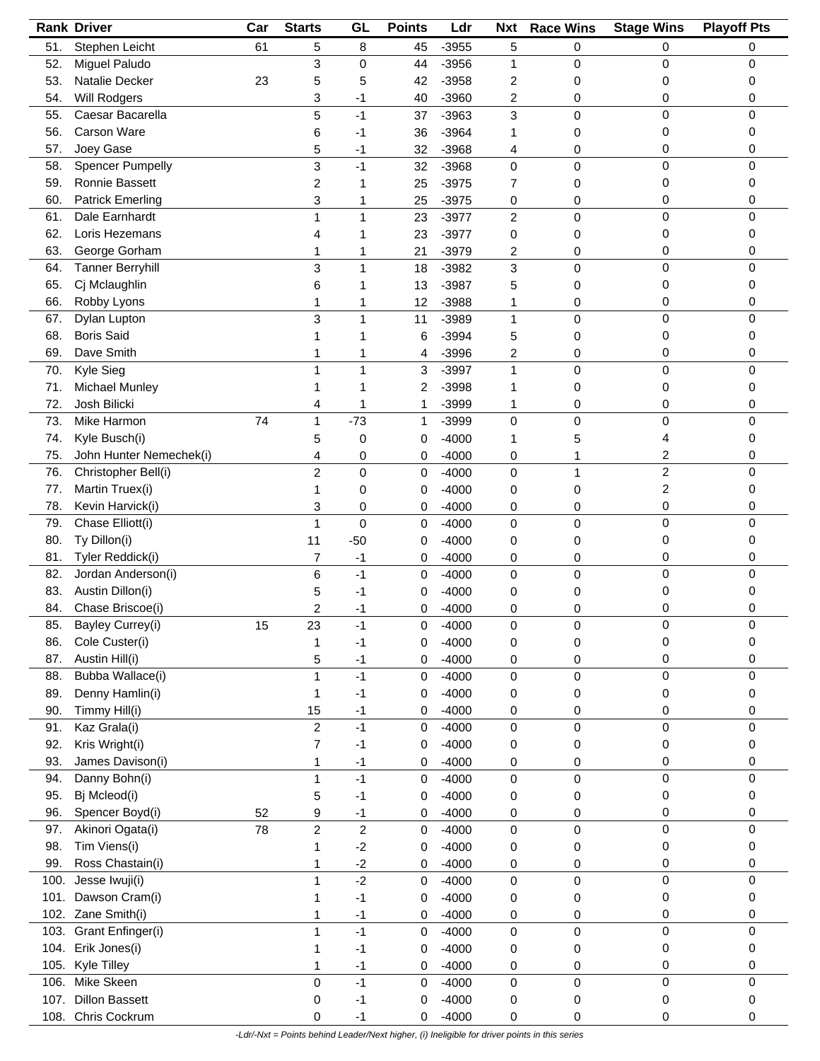| Rank | Driver | Car | Starts | GL | Points | Ldr | Nxt | Race Wins | Stage Wins | Playoff Pts |
|---|---|---|---|---|---|---|---|---|---|---|
| 51. | Stephen Leicht | 61 | 5 | 8 | 45 | -3955 | 5 | 0 | 0 | 0 |
| 52. | Miguel Paludo | | 3 | 0 | 44 | -3956 | 1 | 0 | 0 | 0 |
| 53. | Natalie Decker | 23 | 5 | 5 | 42 | -3958 | 2 | 0 | 0 | 0 |
| 54. | Will Rodgers | | 3 | -1 | 40 | -3960 | 2 | 0 | 0 | 0 |
| 55. | Caesar Bacarella | | 5 | -1 | 37 | -3963 | 3 | 0 | 0 | 0 |
| 56. | Carson Ware | | 6 | -1 | 36 | -3964 | 1 | 0 | 0 | 0 |
| 57. | Joey Gase | | 5 | -1 | 32 | -3968 | 4 | 0 | 0 | 0 |
| 58. | Spencer Pumpelly | | 3 | -1 | 32 | -3968 | 0 | 0 | 0 | 0 |
| 59. | Ronnie Bassett | | 2 | 1 | 25 | -3975 | 7 | 0 | 0 | 0 |
| 60. | Patrick Emerling | | 3 | 1 | 25 | -3975 | 0 | 0 | 0 | 0 |
| 61. | Dale Earnhardt | | 1 | 1 | 23 | -3977 | 2 | 0 | 0 | 0 |
| 62. | Loris Hezemans | | 4 | 1 | 23 | -3977 | 0 | 0 | 0 | 0 |
| 63. | George Gorham | | 1 | 1 | 21 | -3979 | 2 | 0 | 0 | 0 |
| 64. | Tanner Berryhill | | 3 | 1 | 18 | -3982 | 3 | 0 | 0 | 0 |
| 65. | Cj Mclaughlin | | 6 | 1 | 13 | -3987 | 5 | 0 | 0 | 0 |
| 66. | Robby Lyons | | 1 | 1 | 12 | -3988 | 1 | 0 | 0 | 0 |
| 67. | Dylan Lupton | | 3 | 1 | 11 | -3989 | 1 | 0 | 0 | 0 |
| 68. | Boris Said | | 1 | 1 | 6 | -3994 | 5 | 0 | 0 | 0 |
| 69. | Dave Smith | | 1 | 1 | 4 | -3996 | 2 | 0 | 0 | 0 |
| 70. | Kyle Sieg | | 1 | 1 | 3 | -3997 | 1 | 0 | 0 | 0 |
| 71. | Michael Munley | | 1 | 1 | 2 | -3998 | 1 | 0 | 0 | 0 |
| 72. | Josh Bilicki | | 4 | 1 | 1 | -3999 | 1 | 0 | 0 | 0 |
| 73. | Mike Harmon | 74 | 1 | -73 | 1 | -3999 | 0 | 0 | 0 | 0 |
| 74. | Kyle Busch(i) | | 5 | 0 | 0 | -4000 | 1 | 5 | 4 | 0 |
| 75. | John Hunter Nemechek(i) | | 4 | 0 | 0 | -4000 | 0 | 1 | 2 | 0 |
| 76. | Christopher Bell(i) | | 2 | 0 | 0 | -4000 | 0 | 1 | 2 | 0 |
| 77. | Martin Truex(i) | | 1 | 0 | 0 | -4000 | 0 | 0 | 2 | 0 |
| 78. | Kevin Harvick(i) | | 3 | 0 | 0 | -4000 | 0 | 0 | 0 | 0 |
| 79. | Chase Elliott(i) | | 1 | 0 | 0 | -4000 | 0 | 0 | 0 | 0 |
| 80. | Ty Dillon(i) | | 11 | -50 | 0 | -4000 | 0 | 0 | 0 | 0 |
| 81. | Tyler Reddick(i) | | 7 | -1 | 0 | -4000 | 0 | 0 | 0 | 0 |
| 82. | Jordan Anderson(i) | | 6 | -1 | 0 | -4000 | 0 | 0 | 0 | 0 |
| 83. | Austin Dillon(i) | | 5 | -1 | 0 | -4000 | 0 | 0 | 0 | 0 |
| 84. | Chase Briscoe(i) | | 2 | -1 | 0 | -4000 | 0 | 0 | 0 | 0 |
| 85. | Bayley Currey(i) | 15 | 23 | -1 | 0 | -4000 | 0 | 0 | 0 | 0 |
| 86. | Cole Custer(i) | | 1 | -1 | 0 | -4000 | 0 | 0 | 0 | 0 |
| 87. | Austin Hill(i) | | 5 | -1 | 0 | -4000 | 0 | 0 | 0 | 0 |
| 88. | Bubba Wallace(i) | | 1 | -1 | 0 | -4000 | 0 | 0 | 0 | 0 |
| 89. | Denny Hamlin(i) | | 1 | -1 | 0 | -4000 | 0 | 0 | 0 | 0 |
| 90. | Timmy Hill(i) | | 15 | -1 | 0 | -4000 | 0 | 0 | 0 | 0 |
| 91. | Kaz Grala(i) | | 2 | -1 | 0 | -4000 | 0 | 0 | 0 | 0 |
| 92. | Kris Wright(i) | | 7 | -1 | 0 | -4000 | 0 | 0 | 0 | 0 |
| 93. | James Davison(i) | | 1 | -1 | 0 | -4000 | 0 | 0 | 0 | 0 |
| 94. | Danny Bohn(i) | | 1 | -1 | 0 | -4000 | 0 | 0 | 0 | 0 |
| 95. | Bj Mcleod(i) | | 5 | -1 | 0 | -4000 | 0 | 0 | 0 | 0 |
| 96. | Spencer Boyd(i) | 52 | 9 | -1 | 0 | -4000 | 0 | 0 | 0 | 0 |
| 97. | Akinori Ogata(i) | 78 | 2 | 2 | 0 | -4000 | 0 | 0 | 0 | 0 |
| 98. | Tim Viens(i) | | 1 | -2 | 0 | -4000 | 0 | 0 | 0 | 0 |
| 99. | Ross Chastain(i) | | 1 | -2 | 0 | -4000 | 0 | 0 | 0 | 0 |
| 100. | Jesse Iwuji(i) | | 1 | -2 | 0 | -4000 | 0 | 0 | 0 | 0 |
| 101. | Dawson Cram(i) | | 1 | -1 | 0 | -4000 | 0 | 0 | 0 | 0 |
| 102. | Zane Smith(i) | | 1 | -1 | 0 | -4000 | 0 | 0 | 0 | 0 |
| 103. | Grant Enfinger(i) | | 1 | -1 | 0 | -4000 | 0 | 0 | 0 | 0 |
| 104. | Erik Jones(i) | | 1 | -1 | 0 | -4000 | 0 | 0 | 0 | 0 |
| 105. | Kyle Tilley | | 1 | -1 | 0 | -4000 | 0 | 0 | 0 | 0 |
| 106. | Mike Skeen | | 0 | -1 | 0 | -4000 | 0 | 0 | 0 | 0 |
| 107. | Dillon Bassett | | 0 | -1 | 0 | -4000 | 0 | 0 | 0 | 0 |
| 108. | Chris Cockrum | | 0 | -1 | 0 | -4000 | 0 | 0 | 0 | 0 |

*-Ldr/-Nxt = Points behind Leader/Next higher, (i) Ineligible for driver points in this series*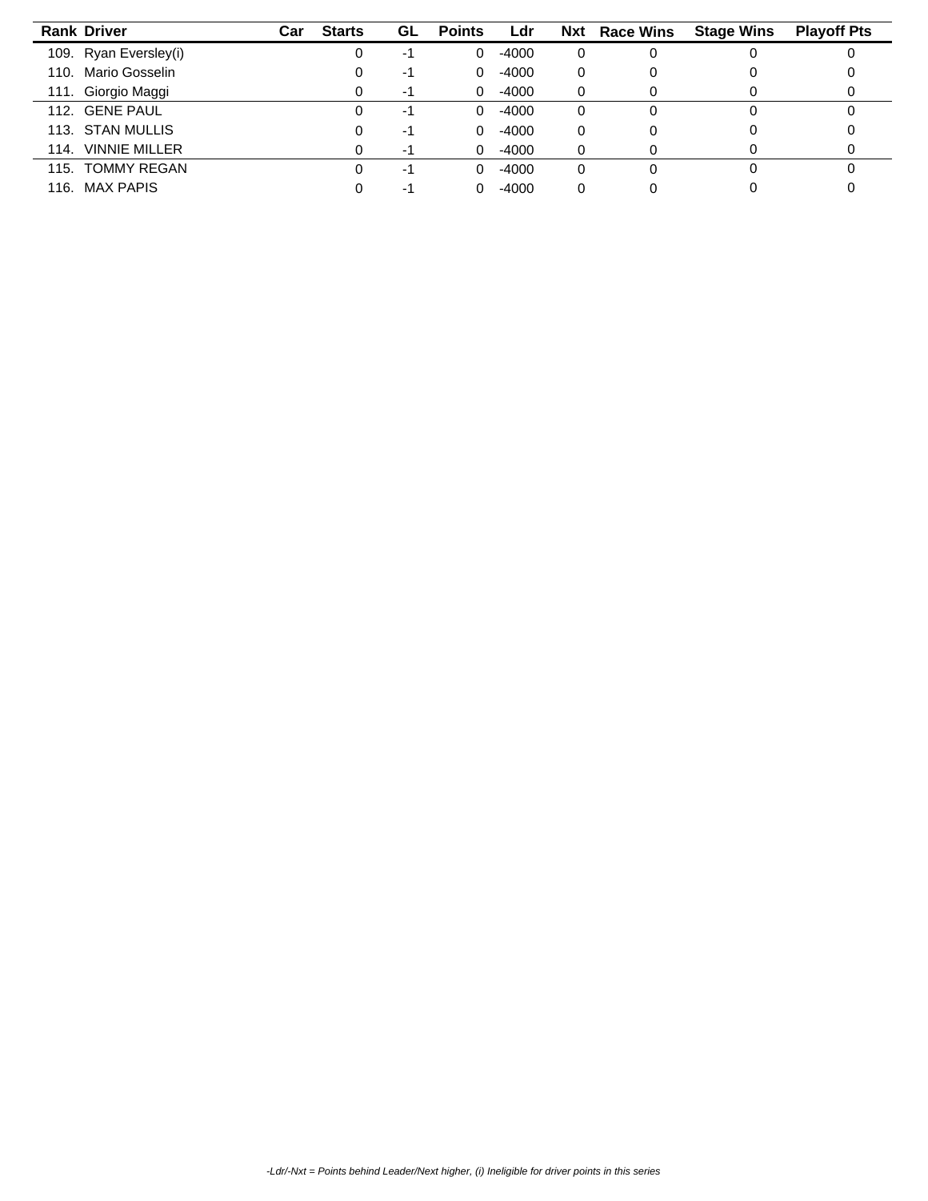| Rank | Driver | Car | Starts | GL | Points | Ldr | Nxt | Race Wins | Stage Wins | Playoff Pts |
|---|---|---|---|---|---|---|---|---|---|---|
| 109. | Ryan Eversley(i) | | 0 | -1 | 0 | -4000 | 0 | 0 | 0 | 0 |
| 110. | Mario Gosselin | | 0 | -1 | 0 | -4000 | 0 | 0 | 0 | 0 |
| 111. | Giorgio Maggi | | 0 | -1 | 0 | -4000 | 0 | 0 | 0 | 0 |
| 112. | GENE PAUL | | 0 | -1 | 0 | -4000 | 0 | 0 | 0 | 0 |
| 113. | STAN MULLIS | | 0 | -1 | 0 | -4000 | 0 | 0 | 0 | 0 |
| 114. | VINNIE MILLER | | 0 | -1 | 0 | -4000 | 0 | 0 | 0 | 0 |
| 115. | TOMMY REGAN | | 0 | -1 | 0 | -4000 | 0 | 0 | 0 | 0 |
| 116. | MAX PAPIS | | 0 | -1 | 0 | -4000 | 0 | 0 | 0 | 0 |

*-Ldr/-Nxt = Points behind Leader/Next higher, (i) Ineligible for driver points in this series*